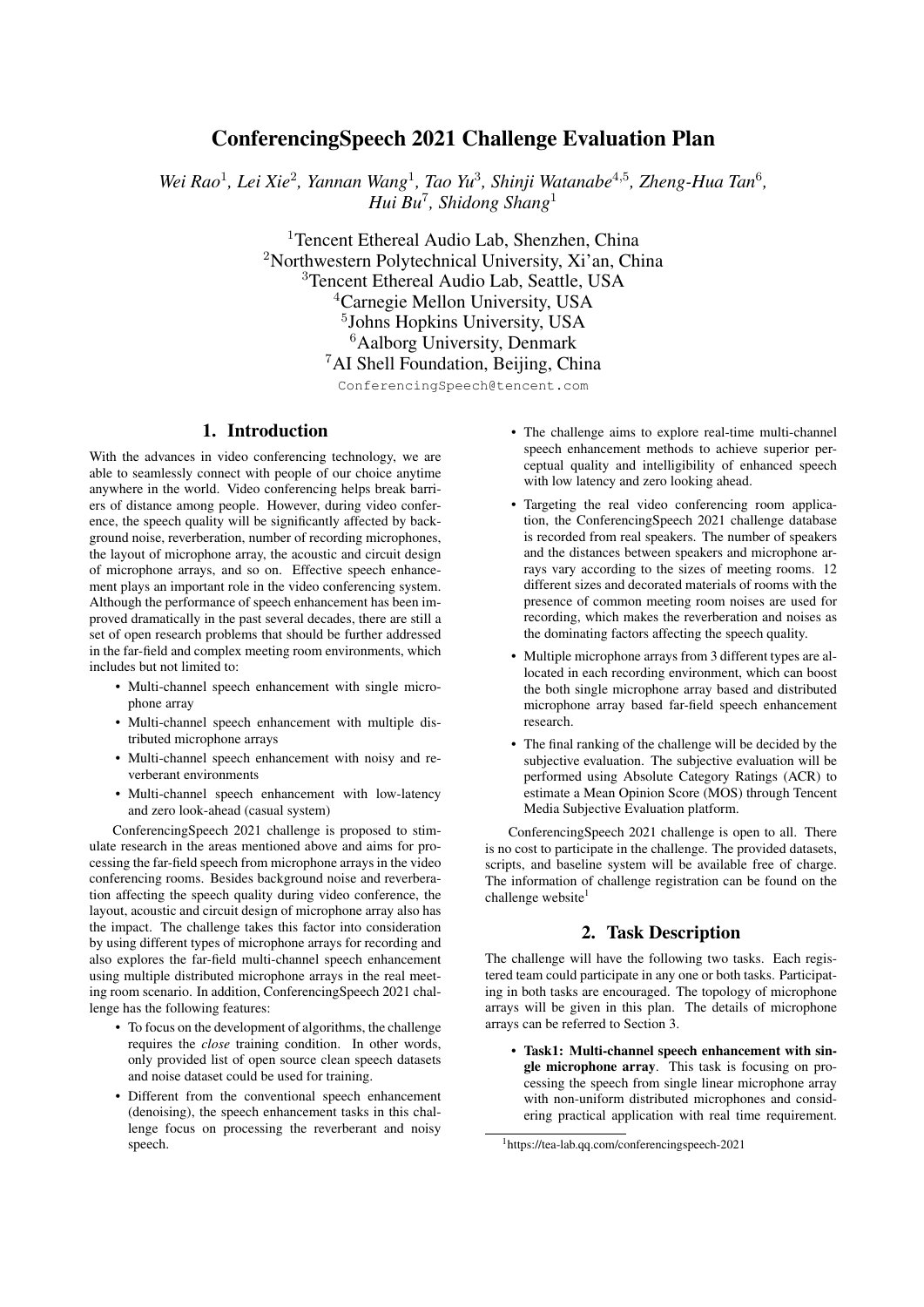# ConferencingSpeech 2021 Challenge Evaluation Plan

*Wei Rao*[1], *Lei Xie*[2], *Yannan Wang*[1], *Tao Yu*[3], *Shinji Watanabe*[4,5], *Zheng-Hua Tan*[6], *Hui Bu*[7], *Shidong Shang*[1]

[1]Tencent Ethereal Audio Lab, Shenzhen, China
[2]Northwestern Polytechnical University, Xi'an, China
[3]Tencent Ethereal Audio Lab, Seattle, USA
[4]Carnegie Mellon University, USA
[5]Johns Hopkins University, USA
[6]Aalborg University, Denmark
[7]AI Shell Foundation, Beijing, China

ConferencingSpeech@tencent.com

## 1. Introduction

With the advances in video conferencing technology, we are able to seamlessly connect with people of our choice anytime anywhere in the world. Video conferencing helps break barriers of distance among people. However, during video conference, the speech quality will be significantly affected by background noise, reverberation, number of recording microphones, the layout of microphone array, the acoustic and circuit design of microphone arrays, and so on. Effective speech enhancement plays an important role in the video conferencing system. Although the performance of speech enhancement has been improved dramatically in the past several decades, there are still a set of open research problems that should be further addressed in the far-field and complex meeting room environments, which includes but not limited to:

- Multi-channel speech enhancement with single microphone array
- Multi-channel speech enhancement with multiple distributed microphone arrays
- Multi-channel speech enhancement with noisy and reverberant environments
- Multi-channel speech enhancement with low-latency and zero look-ahead (casual system)

ConferencingSpeech 2021 challenge is proposed to stimulate research in the areas mentioned above and aims for processing the far-field speech from microphone arrays in the video conferencing rooms. Besides background noise and reverberation affecting the speech quality during video conference, the layout, acoustic and circuit design of microphone array also has the impact. The challenge takes this factor into consideration by using different types of microphone arrays for recording and also explores the far-field multi-channel speech enhancement using multiple distributed microphone arrays in the real meeting room scenario. In addition, ConferencingSpeech 2021 challenge has the following features:

- To focus on the development of algorithms, the challenge requires the *close* training condition. In other words, only provided list of open source clean speech datasets and noise dataset could be used for training.
- Different from the conventional speech enhancement (denoising), the speech enhancement tasks in this challenge focus on processing the reverberant and noisy speech.
- The challenge aims to explore real-time multi-channel speech enhancement methods to achieve superior perceptual quality and intelligibility of enhanced speech with low latency and zero looking ahead.
- Targeting the real video conferencing room application, the ConferencingSpeech 2021 challenge database is recorded from real speakers. The number of speakers and the distances between speakers and microphone arrays vary according to the sizes of meeting rooms. 12 different sizes and decorated materials of rooms with the presence of common meeting room noises are used for recording, which makes the reverberation and noises as the dominating factors affecting the speech quality.
- Multiple microphone arrays from 3 different types are allocated in each recording environment, which can boost the both single microphone array based and distributed microphone array based far-field speech enhancement research.
- The final ranking of the challenge will be decided by the subjective evaluation. The subjective evaluation will be performed using Absolute Category Ratings (ACR) to estimate a Mean Opinion Score (MOS) through Tencent Media Subjective Evaluation platform.

ConferencingSpeech 2021 challenge is open to all. There is no cost to participate in the challenge. The provided datasets, scripts, and baseline system will be available free of charge. The information of challenge registration can be found on the challenge website[1]

## 2. Task Description

The challenge will have the following two tasks. Each registered team could participate in any one or both tasks. Participating in both tasks are encouraged. The topology of microphone arrays will be given in this plan. The details of microphone arrays can be referred to Section 3.

- **Task1: Multi-channel speech enhancement with single microphone array**. This task is focusing on processing the speech from single linear microphone array with non-uniform distributed microphones and considering practical application with real time requirement.

[1]https://tea-lab.qq.com/conferencingspeech-2021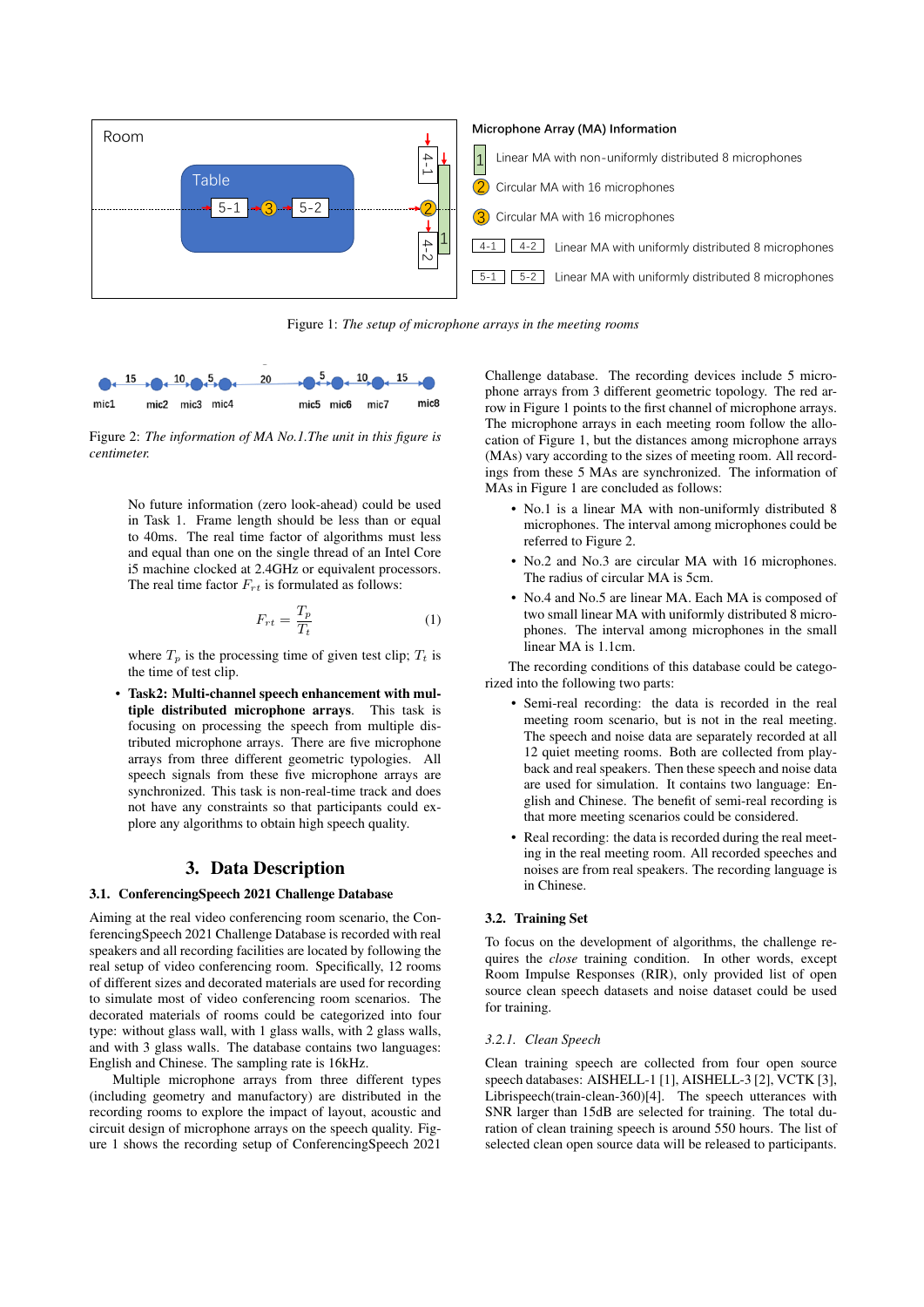Figure 1: *The setup of microphone arrays in the meeting rooms*

Figure 2: *The information of MA No.1.The unit in this figure is centimeter.*

No future information (zero look-ahead) could be used in Task 1. Frame length should be less than or equal to 40ms. The real time factor of algorithms must less and equal than one on the single thread of an Intel Core i5 machine clocked at 2.4GHz or equivalent processors. The real time factor $F_{rt}$ is formulated as follows:

$$F_{rt} = \frac{T_p}{T_t} \tag{1}$$

where $T_p$ is the processing time of given test clip; $T_t$ is the time of test clip.

- **Task2: Multi-channel speech enhancement with multiple distributed microphone arrays**. This task is focusing on processing the speech from multiple distributed microphone arrays. There are five microphone arrays from three different geometric typologies. All speech signals from these five microphone arrays are synchronized. This task is non-real-time track and does not have any constraints so that participants could explore any algorithms to obtain high speech quality.

# 3. Data Description

## 3.1. ConferencingSpeech 2021 Challenge Database

Aiming at the real video conferencing room scenario, the ConferencingSpeech 2021 Challenge Database is recorded with real speakers and all recording facilities are located by following the real setup of video conferencing room. Specifically, 12 rooms of different sizes and decorated materials are used for recording to simulate most of video conferencing room scenarios. The decorated materials of rooms could be categorized into four type: without glass wall, with 1 glass walls, with 2 glass walls, and with 3 glass walls. The database contains two languages: English and Chinese. The sampling rate is 16kHz.

Multiple microphone arrays from three different types (including geometry and manufactory) are distributed in the recording rooms to explore the impact of layout, acoustic and circuit design of microphone arrays on the speech quality. Figure 1 shows the recording setup of ConferencingSpeech 2021 Challenge database. The recording devices include 5 microphone arrays from 3 different geometric topology. The red arrow in Figure 1 points to the first channel of microphone arrays. The microphone arrays in each meeting room follow the allocation of Figure 1, but the distances among microphone arrays (MAs) vary according to the sizes of meeting room. All recordings from these 5 MAs are synchronized. The information of MAs in Figure 1 are concluded as follows:

- No.1 is a linear MA with non-uniformly distributed 8 microphones. The interval among microphones could be referred to Figure 2.
- No.2 and No.3 are circular MA with 16 microphones. The radius of circular MA is 5cm.
- No.4 and No.5 are linear MA. Each MA is composed of two small linear MA with uniformly distributed 8 microphones. The interval among microphones in the small linear MA is 1.1cm.

The recording conditions of this database could be categorized into the following two parts:

- Semi-real recording: the data is recorded in the real meeting room scenario, but is not in the real meeting. The speech and noise data are separately recorded at all 12 quiet meeting rooms. Both are collected from playback and real speakers. Then these speech and noise data are used for simulation. It contains two language: English and Chinese. The benefit of semi-real recording is that more meeting scenarios could be considered.
- Real recording: the data is recorded during the real meeting in the real meeting room. All recorded speeches and noises are from real speakers. The recording language is in Chinese.

## 3.2. Training Set

To focus on the development of algorithms, the challenge requires the *close* training condition. In other words, except Room Impulse Responses (RIR), only provided list of open source clean speech datasets and noise dataset could be used for training.

### 3.2.1. Clean Speech

Clean training speech are collected from four open source speech databases: AISHELL-1 [1], AISHELL-3 [2], VCTK [3], Librispeech(train-clean-360)[4]. The speech utterances with SNR larger than 15dB are selected for training. The total duration of clean training speech is around 550 hours. The list of selected clean open source data will be released to participants.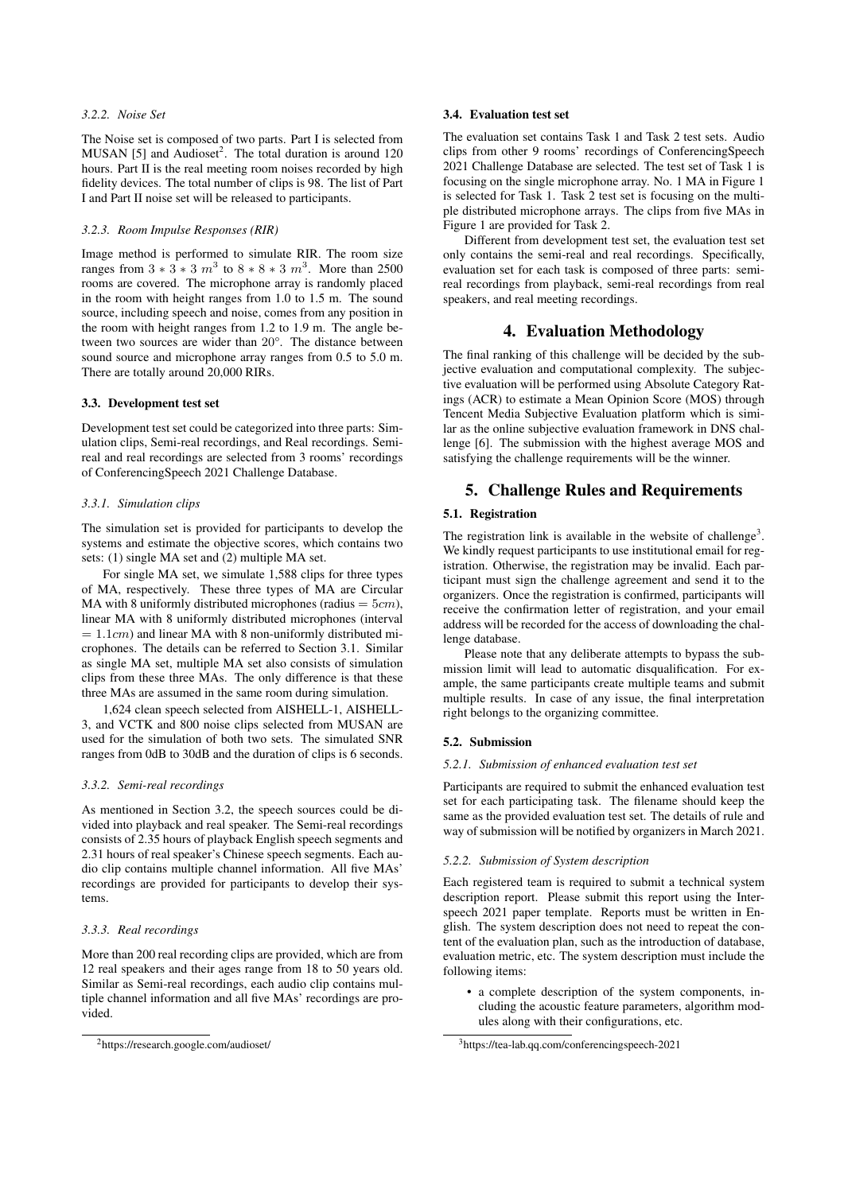#### 3.2.2. Noise Set

The Noise set is composed of two parts. Part I is selected from MUSAN [5] and Audioset[2]. The total duration is around 120 hours. Part II is the real meeting room noises recorded by high fidelity devices. The total number of clips is 98. The list of Part I and Part II noise set will be released to participants.

#### 3.2.3. Room Impulse Responses (RIR)

Image method is performed to simulate RIR. The room size ranges from $3 * 3 * 3\ m^3$ to $8 * 8 * 3\ m^3$. More than 2500 rooms are covered. The microphone array is randomly placed in the room with height ranges from 1.0 to 1.5 m. The sound source, including speech and noise, comes from any position in the room with height ranges from 1.2 to 1.9 m. The angle between two sources are wider than $20°$. The distance between sound source and microphone array ranges from 0.5 to 5.0 m. There are totally around 20,000 RIRs.

### 3.3. Development test set

Development test set could be categorized into three parts: Simulation clips, Semi-real recordings, and Real recordings. Semi-real and real recordings are selected from 3 rooms' recordings of ConferencingSpeech 2021 Challenge Database.

#### 3.3.1. Simulation clips

The simulation set is provided for participants to develop the systems and estimate the objective scores, which contains two sets: (1) single MA set and (2) multiple MA set.

For single MA set, we simulate 1,588 clips for three types of MA, respectively. These three types of MA are Circular MA with 8 uniformly distributed microphones (radius $= 5cm$), linear MA with 8 uniformly distributed microphones (interval $= 1.1cm$) and linear MA with 8 non-uniformly distributed microphones. The details can be referred to Section 3.1. Similar as single MA set, multiple MA set also consists of simulation clips from these three MAs. The only difference is that these three MAs are assumed in the same room during simulation.

1,624 clean speech selected from AISHELL-1, AISHELL-3, and VCTK and 800 noise clips selected from MUSAN are used for the simulation of both two sets. The simulated SNR ranges from 0dB to 30dB and the duration of clips is 6 seconds.

#### 3.3.2. Semi-real recordings

As mentioned in Section 3.2, the speech sources could be divided into playback and real speaker. The Semi-real recordings consists of 2.35 hours of playback English speech segments and 2.31 hours of real speaker's Chinese speech segments. Each audio clip contains multiple channel information. All five MAs' recordings are provided for participants to develop their systems.

#### 3.3.3. Real recordings

More than 200 real recording clips are provided, which are from 12 real speakers and their ages range from 18 to 50 years old. Similar as Semi-real recordings, each audio clip contains multiple channel information and all five MAs' recordings are provided.

[2]https://research.google.com/audioset/

### 3.4. Evaluation test set

The evaluation set contains Task 1 and Task 2 test sets. Audio clips from other 9 rooms' recordings of ConferencingSpeech 2021 Challenge Database are selected. The test set of Task 1 is focusing on the single microphone array. No. 1 MA in Figure 1 is selected for Task 1. Task 2 test set is focusing on the multiple distributed microphone arrays. The clips from five MAs in Figure 1 are provided for Task 2.

Different from development test set, the evaluation test set only contains the semi-real and real recordings. Specifically, evaluation set for each task is composed of three parts: semi-real recordings from playback, semi-real recordings from real speakers, and real meeting recordings.

## 4. Evaluation Methodology

The final ranking of this challenge will be decided by the subjective evaluation and computational complexity. The subjective evaluation will be performed using Absolute Category Ratings (ACR) to estimate a Mean Opinion Score (MOS) through Tencent Media Subjective Evaluation platform which is similar as the online subjective evaluation framework in DNS challenge [6]. The submission with the highest average MOS and satisfying the challenge requirements will be the winner.

## 5. Challenge Rules and Requirements

### 5.1. Registration

The registration link is available in the website of challenge[3]. We kindly request participants to use institutional email for registration. Otherwise, the registration may be invalid. Each participant must sign the challenge agreement and send it to the organizers. Once the registration is confirmed, participants will receive the confirmation letter of registration, and your email address will be recorded for the access of downloading the challenge database.

Please note that any deliberate attempts to bypass the submission limit will lead to automatic disqualification. For example, the same participants create multiple teams and submit multiple results. In case of any issue, the final interpretation right belongs to the organizing committee.

### 5.2. Submission

#### 5.2.1. Submission of enhanced evaluation test set

Participants are required to submit the enhanced evaluation test set for each participating task. The filename should keep the same as the provided evaluation test set. The details of rule and way of submission will be notified by organizers in March 2021.

#### 5.2.2. Submission of System description

Each registered team is required to submit a technical system description report. Please submit this report using the Interspeech 2021 paper template. Reports must be written in English. The system description does not need to repeat the content of the evaluation plan, such as the introduction of database, evaluation metric, etc. The system description must include the following items:

- a complete description of the system components, including the acoustic feature parameters, algorithm modules along with their configurations, etc.

[3]https://tea-lab.qq.com/conferencingspeech-2021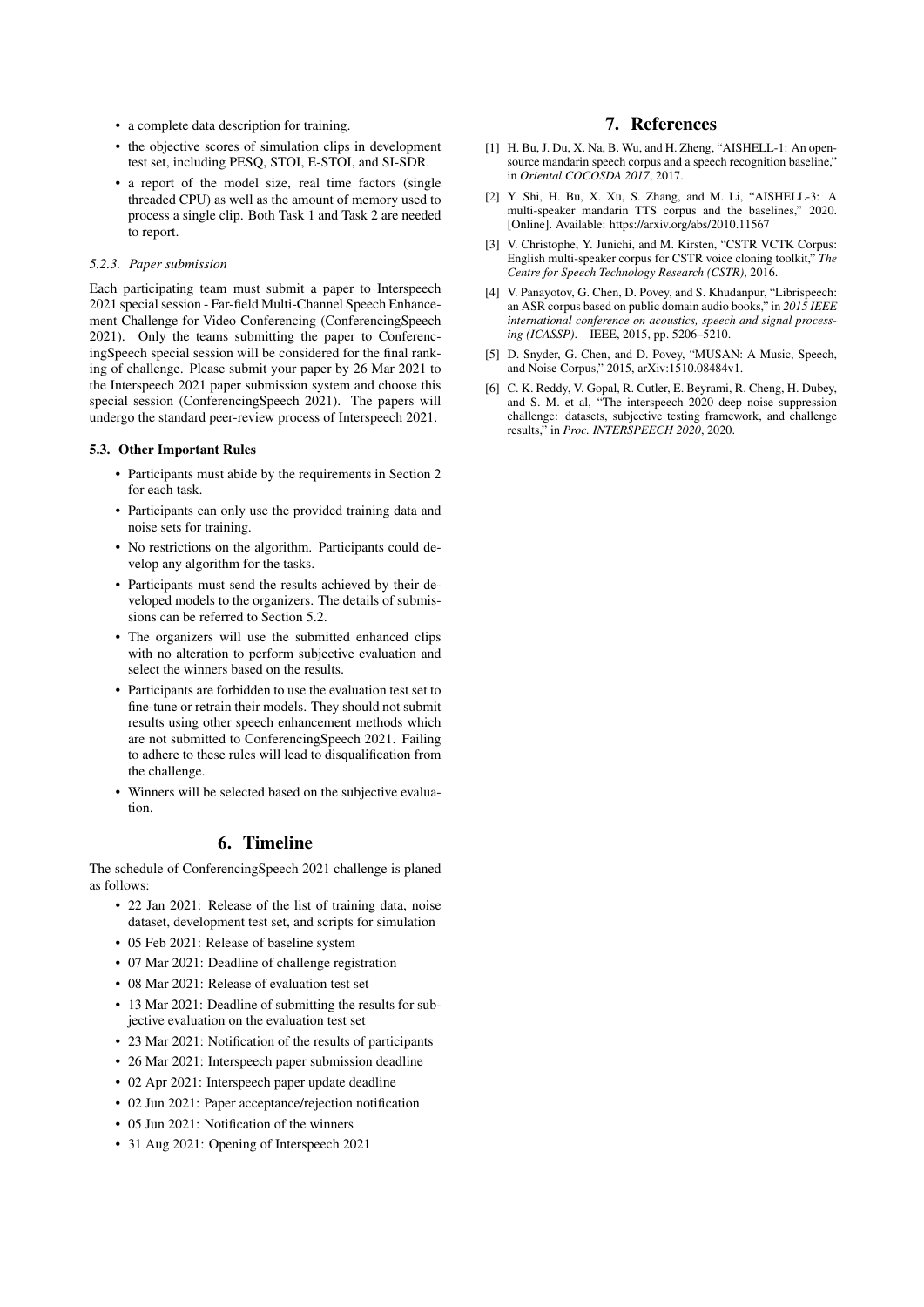- a complete data description for training.
- the objective scores of simulation clips in development test set, including PESQ, STOI, E-STOI, and SI-SDR.
- a report of the model size, real time factors (single threaded CPU) as well as the amount of memory used to process a single clip. Both Task 1 and Task 2 are needed to report.

#### 5.2.3. Paper submission

Each participating team must submit a paper to Interspeech 2021 special session - Far-field Multi-Channel Speech Enhancement Challenge for Video Conferencing (ConferencingSpeech 2021). Only the teams submitting the paper to ConferencingSpeech special session will be considered for the final ranking of challenge. Please submit your paper by 26 Mar 2021 to the Interspeech 2021 paper submission system and choose this special session (ConferencingSpeech 2021). The papers will undergo the standard peer-review process of Interspeech 2021.

### 5.3. Other Important Rules

- Participants must abide by the requirements in Section 2 for each task.
- Participants can only use the provided training data and noise sets for training.
- No restrictions on the algorithm. Participants could develop any algorithm for the tasks.
- Participants must send the results achieved by their developed models to the organizers. The details of submissions can be referred to Section 5.2.
- The organizers will use the submitted enhanced clips with no alteration to perform subjective evaluation and select the winners based on the results.
- Participants are forbidden to use the evaluation test set to fine-tune or retrain their models. They should not submit results using other speech enhancement methods which are not submitted to ConferencingSpeech 2021. Failing to adhere to these rules will lead to disqualification from the challenge.
- Winners will be selected based on the subjective evaluation.

## 6. Timeline

The schedule of ConferencingSpeech 2021 challenge is planed as follows:

- 22 Jan 2021: Release of the list of training data, noise dataset, development test set, and scripts for simulation
- 05 Feb 2021: Release of baseline system
- 07 Mar 2021: Deadline of challenge registration
- 08 Mar 2021: Release of evaluation test set
- 13 Mar 2021: Deadline of submitting the results for subjective evaluation on the evaluation test set
- 23 Mar 2021: Notification of the results of participants
- 26 Mar 2021: Interspeech paper submission deadline
- 02 Apr 2021: Interspeech paper update deadline
- 02 Jun 2021: Paper acceptance/rejection notification
- 05 Jun 2021: Notification of the winners
- 31 Aug 2021: Opening of Interspeech 2021

## 7. References

[1] H. Bu, J. Du, X. Na, B. Wu, and H. Zheng, "AISHELL-1: An open-source mandarin speech corpus and a speech recognition baseline," in *Oriental COCOSDA 2017*, 2017.

[2] Y. Shi, H. Bu, X. Xu, S. Zhang, and M. Li, "AISHELL-3: A multi-speaker mandarin TTS corpus and the baselines," 2020. [Online]. Available: https://arxiv.org/abs/2010.11567

[3] V. Christophe, Y. Junichi, and M. Kirsten, "CSTR VCTK Corpus: English multi-speaker corpus for CSTR voice cloning toolkit," *The Centre for Speech Technology Research (CSTR)*, 2016.

[4] V. Panayotov, G. Chen, D. Povey, and S. Khudanpur, "Librispeech: an ASR corpus based on public domain audio books," in *2015 IEEE international conference on acoustics, speech and signal processing (ICASSP)*. IEEE, 2015, pp. 5206–5210.

[5] D. Snyder, G. Chen, and D. Povey, "MUSAN: A Music, Speech, and Noise Corpus," 2015, arXiv:1510.08484v1.

[6] C. K. Reddy, V. Gopal, R. Cutler, E. Beyrami, R. Cheng, H. Dubey, and S. M. et al, "The interspeech 2020 deep noise suppression challenge: datasets, subjective testing framework, and challenge results," in *Proc. INTERSPEECH 2020*, 2020.